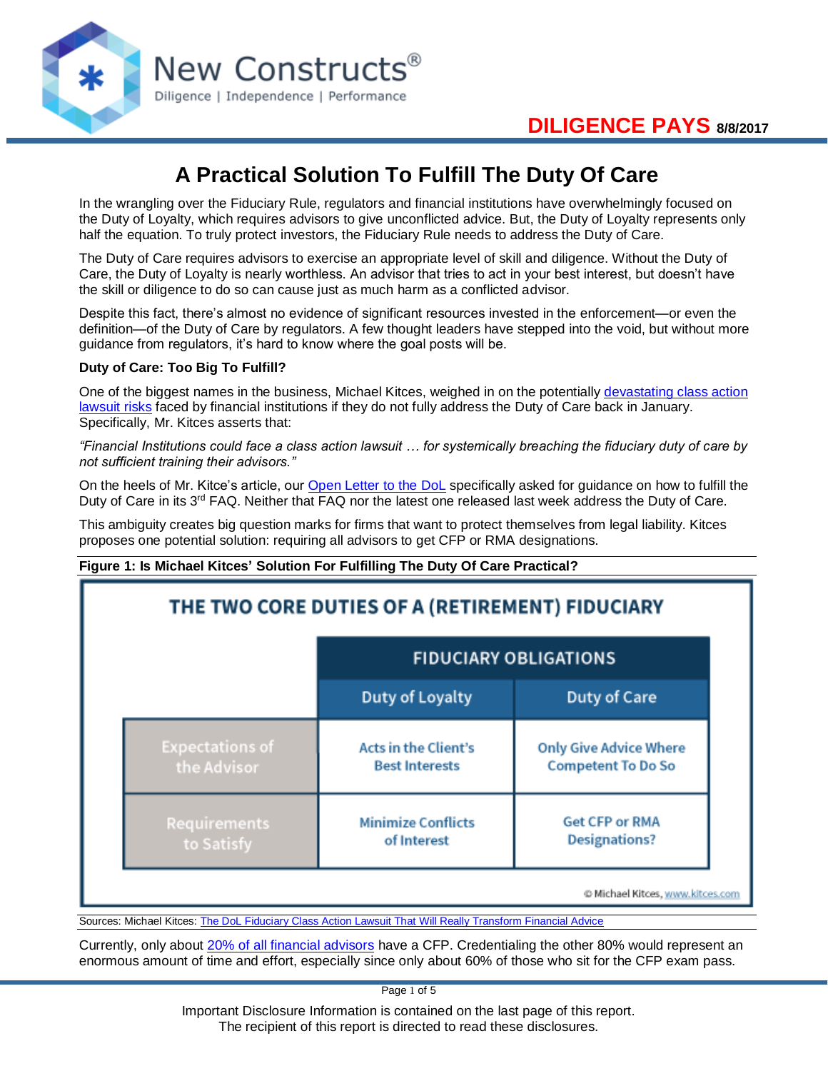DILIGENCE PAYS 8/8/2017

# A Practical Solution To Fulfill The Duty Of Care

In the wrangling over the Fiduciary Rule, regulators and financial institutions have overwhelmingly focused on the Duty of Loyalty, which requires advisors to give unconflicted advice. But, the Duty of Loyalty represents only half the equation. To truly protect investors, the Fiduciary Rule needs to address the Duty of Care.

The Duty of Care requires advisors to exercise an appropriate level of skill and diligence. Without the Duty of Care, the Duty of Loyalty is nearly worthless. An advisor that tries to act in your best interest, but doesn't have the skill or diligence to do so can cause just as much harm as a conflicted advisor.

Despite this fact, there's almost no evidence of significant resources invested in the enforcement—or even the definition—of the Duty of Care by regulators. A few thought leaders have stepped into the void, but without more guidance from regulators, it's hard to know where the goal posts will be.

**Duty of Care: Too Big To Fulfill?**

One of the biggest names in the business, Michael Kitces, weighed in on the potentially devastating class action lawsuit risks faced by financial institutions if they do not fully address the Duty of Care back in January. Specifically, Mr. Kitces asserts that:

*"Financial Institutions could face a class action lawsuit … for systemically breaching the fiduciary duty of care by not sufficient training their advisors."*

On the heels of Mr. Kitce's article, our Open Letter to the DoL specifically asked for guidance on how to fulfill the Duty of Care in its 3rd FAQ. Neither that FAQ nor the latest one released last week address the Duty of Care.

This ambiguity creates big question marks for firms that want to protect themselves from legal liability. Kitces proposes one potential solution: requiring all advisors to get CFP or RMA designations.

**Figure 1: Is Michael Kitces' Solution For Fulfilling The Duty Of Care Practical?**

THE TWO CORE DUTIES OF A (RETIREMENT) FIDUCIARY

| | FIDUCIARY OBLIGATIONS | |
|---|---|---|
| | Duty of Loyalty | Duty of Care |
| Expectations of the Advisor | Acts in the Client's Best Interests | Only Give Advice Where Competent To Do So |
| Requirements to Satisfy | Minimize Conflicts of Interest | Get CFP or RMA Designations? |

© Michael Kitces, www.kitces.com

Sources: Michael Kitces: The DoL Fiduciary Class Action Lawsuit That Will Really Transform Financial Advice

Currently, only about 20% of all financial advisors have a CFP. Credentialing the other 80% would represent an enormous amount of time and effort, especially since only about 60% of those who sit for the CFP exam pass.

Important Disclosure Information is contained on the last page of this report.
The recipient of this report is directed to read these disclosures.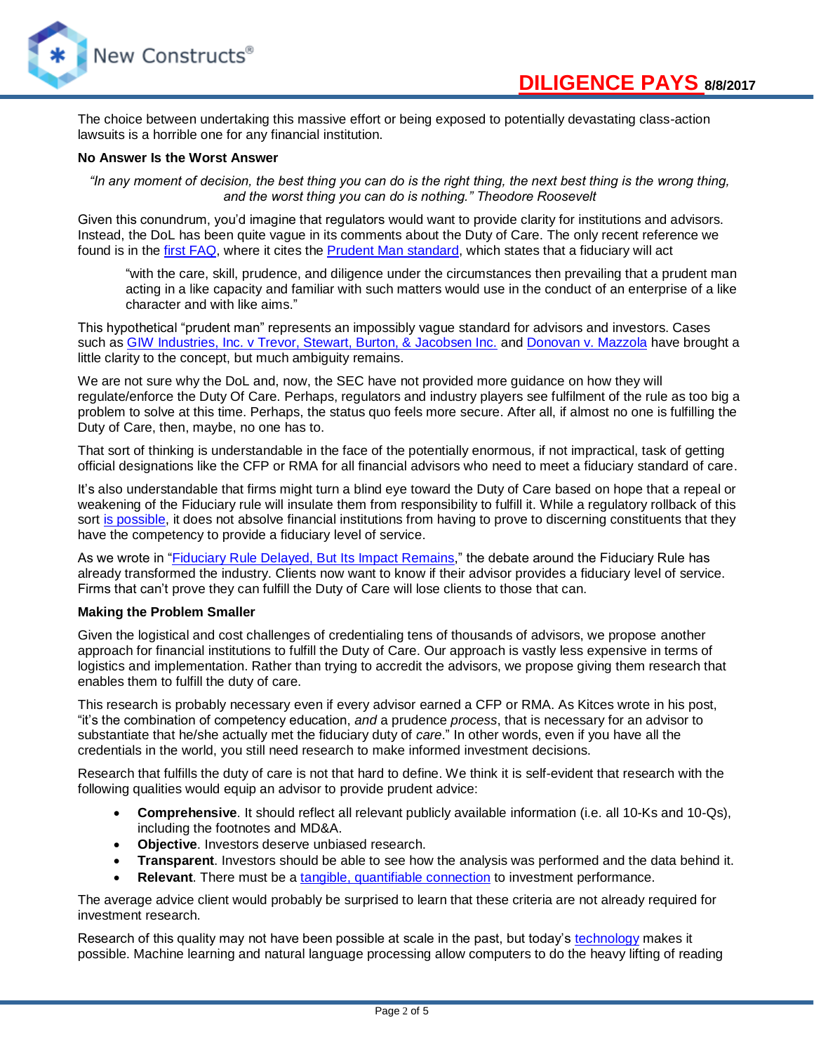The choice between undertaking this massive effort or being exposed to potentially devastating class-action lawsuits is a horrible one for any financial institution.

**No Answer Is the Worst Answer**

*"In any moment of decision, the best thing you can do is the right thing, the next best thing is the wrong thing, and the worst thing you can do is nothing." Theodore Roosevelt*

Given this conundrum, you'd imagine that regulators would want to provide clarity for institutions and advisors. Instead, the DoL has been quite vague in its comments about the Duty of Care. The only recent reference we found is in the first FAQ, where it cites the Prudent Man standard, which states that a fiduciary will act

> "with the care, skill, prudence, and diligence under the circumstances then prevailing that a prudent man acting in a like capacity and familiar with such matters would use in the conduct of an enterprise of a like character and with like aims."

This hypothetical "prudent man" represents an impossibly vague standard for advisors and investors. Cases such as GIW Industries, Inc. v Trevor, Stewart, Burton, & Jacobsen Inc. and Donovan v. Mazzola have brought a little clarity to the concept, but much ambiguity remains.

We are not sure why the DoL and, now, the SEC have not provided more guidance on how they will regulate/enforce the Duty Of Care. Perhaps, regulators and industry players see fulfilment of the rule as too big a problem to solve at this time. Perhaps, the status quo feels more secure. After all, if almost no one is fulfilling the Duty of Care, then, maybe, no one has to.

That sort of thinking is understandable in the face of the potentially enormous, if not impractical, task of getting official designations like the CFP or RMA for all financial advisors who need to meet a fiduciary standard of care.

It's also understandable that firms might turn a blind eye toward the Duty of Care based on hope that a repeal or weakening of the Fiduciary rule will insulate them from responsibility to fulfill it. While a regulatory rollback of this sort is possible, it does not absolve financial institutions from having to prove to discerning constituents that they have the competency to provide a fiduciary level of service.

As we wrote in "Fiduciary Rule Delayed, But Its Impact Remains," the debate around the Fiduciary Rule has already transformed the industry. Clients now want to know if their advisor provides a fiduciary level of service. Firms that can't prove they can fulfill the Duty of Care will lose clients to those that can.

**Making the Problem Smaller**

Given the logistical and cost challenges of credentialing tens of thousands of advisors, we propose another approach for financial institutions to fulfill the Duty of Care. Our approach is vastly less expensive in terms of logistics and implementation. Rather than trying to accredit the advisors, we propose giving them research that enables them to fulfill the duty of care.

This research is probably necessary even if every advisor earned a CFP or RMA. As Kitces wrote in his post, "it's the combination of competency education, *and* a prudence *process*, that is necessary for an advisor to substantiate that he/she actually met the fiduciary duty of *care*." In other words, even if you have all the credentials in the world, you still need research to make informed investment decisions.

Research that fulfills the duty of care is not that hard to define. We think it is self-evident that research with the following qualities would equip an advisor to provide prudent advice:

- **Comprehensive**. It should reflect all relevant publicly available information (i.e. all 10-Ks and 10-Qs), including the footnotes and MD&A.
- **Objective**. Investors deserve unbiased research.
- **Transparent**. Investors should be able to see how the analysis was performed and the data behind it.
- **Relevant**. There must be a tangible, quantifiable connection to investment performance.

The average advice client would probably be surprised to learn that these criteria are not already required for investment research.

Research of this quality may not have been possible at scale in the past, but today's technology makes it possible. Machine learning and natural language processing allow computers to do the heavy lifting of reading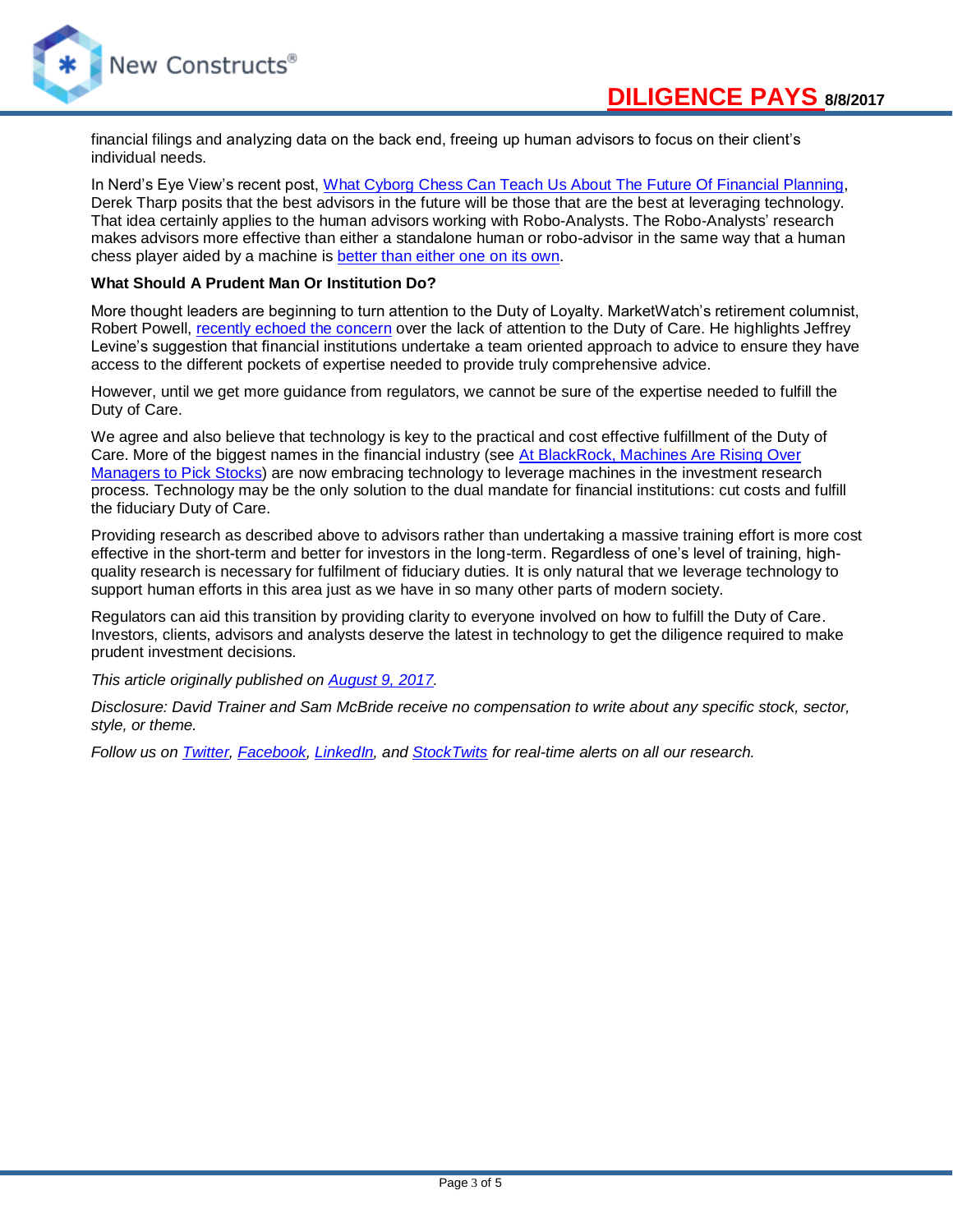financial filings and analyzing data on the back end, freeing up human advisors to focus on their client's individual needs.

In Nerd's Eye View's recent post, [What Cyborg Chess Can Teach Us About The Future Of Financial Planning](), Derek Tharp posits that the best advisors in the future will be those that are the best at leveraging technology. That idea certainly applies to the human advisors working with Robo-Analysts. The Robo-Analysts' research makes advisors more effective than either a standalone human or robo-advisor in the same way that a human chess player aided by a machine is [better than either one on its own]().

**What Should A Prudent Man Or Institution Do?**

More thought leaders are beginning to turn attention to the Duty of Loyalty. MarketWatch's retirement columnist, Robert Powell, [recently echoed the concern]() over the lack of attention to the Duty of Care. He highlights Jeffrey Levine's suggestion that financial institutions undertake a team oriented approach to advice to ensure they have access to the different pockets of expertise needed to provide truly comprehensive advice.

However, until we get more guidance from regulators, we cannot be sure of the expertise needed to fulfill the Duty of Care.

We agree and also believe that technology is key to the practical and cost effective fulfillment of the Duty of Care. More of the biggest names in the financial industry (see [At BlackRock, Machines Are Rising Over Managers to Pick Stocks]()) are now embracing technology to leverage machines in the investment research process. Technology may be the only solution to the dual mandate for financial institutions: cut costs and fulfill the fiduciary Duty of Care.

Providing research as described above to advisors rather than undertaking a massive training effort is more cost effective in the short-term and better for investors in the long-term. Regardless of one's level of training, high-quality research is necessary for fulfilment of fiduciary duties. It is only natural that we leverage technology to support human efforts in this area just as we have in so many other parts of modern society.

Regulators can aid this transition by providing clarity to everyone involved on how to fulfill the Duty of Care. Investors, clients, advisors and analysts deserve the latest in technology to get the diligence required to make prudent investment decisions.

*This article originally published on [August 9, 2017]().*

*Disclosure: David Trainer and Sam McBride receive no compensation to write about any specific stock, sector, style, or theme.*

*Follow us on [Twitter](), [Facebook](), [LinkedIn](), and [StockTwits]() for real-time alerts on all our research.*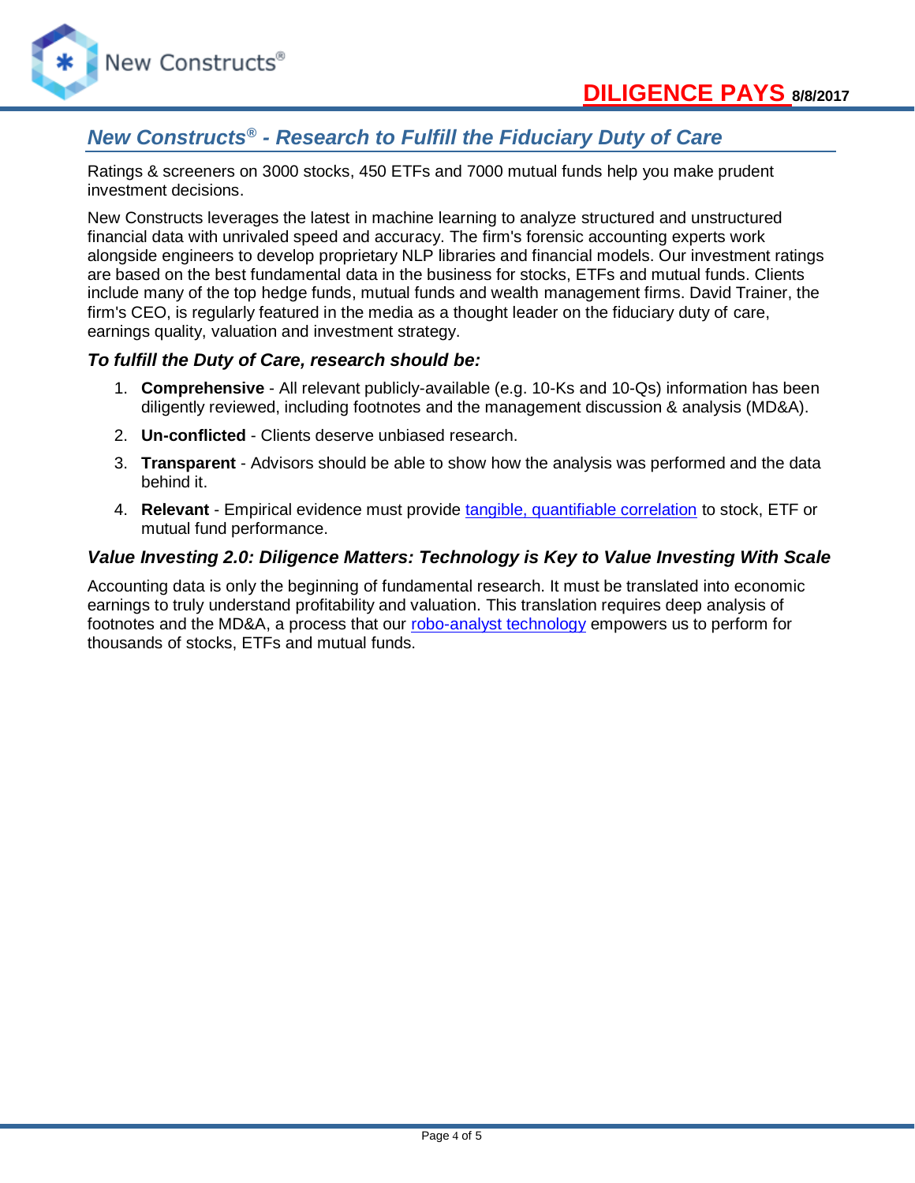## *New Constructs® - Research to Fulfill the Fiduciary Duty of Care*

Ratings & screeners on 3000 stocks, 450 ETFs and 7000 mutual funds help you make prudent investment decisions.

New Constructs leverages the latest in machine learning to analyze structured and unstructured financial data with unrivaled speed and accuracy. The firm's forensic accounting experts work alongside engineers to develop proprietary NLP libraries and financial models. Our investment ratings are based on the best fundamental data in the business for stocks, ETFs and mutual funds. Clients include many of the top hedge funds, mutual funds and wealth management firms. David Trainer, the firm's CEO, is regularly featured in the media as a thought leader on the fiduciary duty of care, earnings quality, valuation and investment strategy.

### *To fulfill the Duty of Care, research should be:*

1. **Comprehensive** - All relevant publicly-available (e.g. 10-Ks and 10-Qs) information has been diligently reviewed, including footnotes and the management discussion & analysis (MD&A).
2. **Un-conflicted** - Clients deserve unbiased research.
3. **Transparent** - Advisors should be able to show how the analysis was performed and the data behind it.
4. **Relevant** - Empirical evidence must provide tangible, quantifiable correlation to stock, ETF or mutual fund performance.

### *Value Investing 2.0: Diligence Matters: Technology is Key to Value Investing With Scale*

Accounting data is only the beginning of fundamental research. It must be translated into economic earnings to truly understand profitability and valuation. This translation requires deep analysis of footnotes and the MD&A, a process that our robo-analyst technology empowers us to perform for thousands of stocks, ETFs and mutual funds.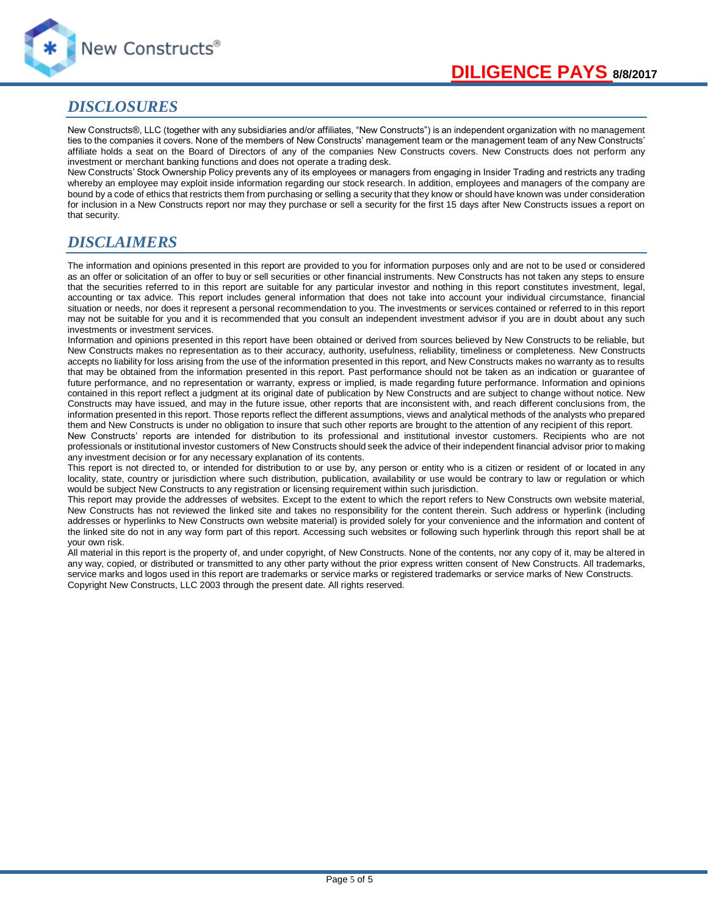## *DISCLOSURES*

New Constructs®, LLC (together with any subsidiaries and/or affiliates, "New Constructs") is an independent organization with no management ties to the companies it covers. None of the members of New Constructs' management team or the management team of any New Constructs' affiliate holds a seat on the Board of Directors of any of the companies New Constructs covers. New Constructs does not perform any investment or merchant banking functions and does not operate a trading desk.

New Constructs' Stock Ownership Policy prevents any of its employees or managers from engaging in Insider Trading and restricts any trading whereby an employee may exploit inside information regarding our stock research. In addition, employees and managers of the company are bound by a code of ethics that restricts them from purchasing or selling a security that they know or should have known was under consideration for inclusion in a New Constructs report nor may they purchase or sell a security for the first 15 days after New Constructs issues a report on that security.

## *DISCLAIMERS*

The information and opinions presented in this report are provided to you for information purposes only and are not to be used or considered as an offer or solicitation of an offer to buy or sell securities or other financial instruments. New Constructs has not taken any steps to ensure that the securities referred to in this report are suitable for any particular investor and nothing in this report constitutes investment, legal, accounting or tax advice. This report includes general information that does not take into account your individual circumstance, financial situation or needs, nor does it represent a personal recommendation to you. The investments or services contained or referred to in this report may not be suitable for you and it is recommended that you consult an independent investment advisor if you are in doubt about any such investments or investment services.

Information and opinions presented in this report have been obtained or derived from sources believed by New Constructs to be reliable, but New Constructs makes no representation as to their accuracy, authority, usefulness, reliability, timeliness or completeness. New Constructs accepts no liability for loss arising from the use of the information presented in this report, and New Constructs makes no warranty as to results that may be obtained from the information presented in this report. Past performance should not be taken as an indication or guarantee of future performance, and no representation or warranty, express or implied, is made regarding future performance. Information and opinions contained in this report reflect a judgment at its original date of publication by New Constructs and are subject to change without notice. New Constructs may have issued, and may in the future issue, other reports that are inconsistent with, and reach different conclusions from, the information presented in this report. Those reports reflect the different assumptions, views and analytical methods of the analysts who prepared them and New Constructs is under no obligation to insure that such other reports are brought to the attention of any recipient of this report.

New Constructs' reports are intended for distribution to its professional and institutional investor customers. Recipients who are not professionals or institutional investor customers of New Constructs should seek the advice of their independent financial advisor prior to making any investment decision or for any necessary explanation of its contents.

This report is not directed to, or intended for distribution to or use by, any person or entity who is a citizen or resident of or located in any locality, state, country or jurisdiction where such distribution, publication, availability or use would be contrary to law or regulation or which would be subject New Constructs to any registration or licensing requirement within such jurisdiction.

This report may provide the addresses of websites. Except to the extent to which the report refers to New Constructs own website material, New Constructs has not reviewed the linked site and takes no responsibility for the content therein. Such address or hyperlink (including addresses or hyperlinks to New Constructs own website material) is provided solely for your convenience and the information and content of the linked site do not in any way form part of this report. Accessing such websites or following such hyperlink through this report shall be at your own risk.

All material in this report is the property of, and under copyright, of New Constructs. None of the contents, nor any copy of it, may be altered in any way, copied, or distributed or transmitted to any other party without the prior express written consent of New Constructs. All trademarks, service marks and logos used in this report are trademarks or service marks or registered trademarks or service marks of New Constructs.

Copyright New Constructs, LLC 2003 through the present date. All rights reserved.